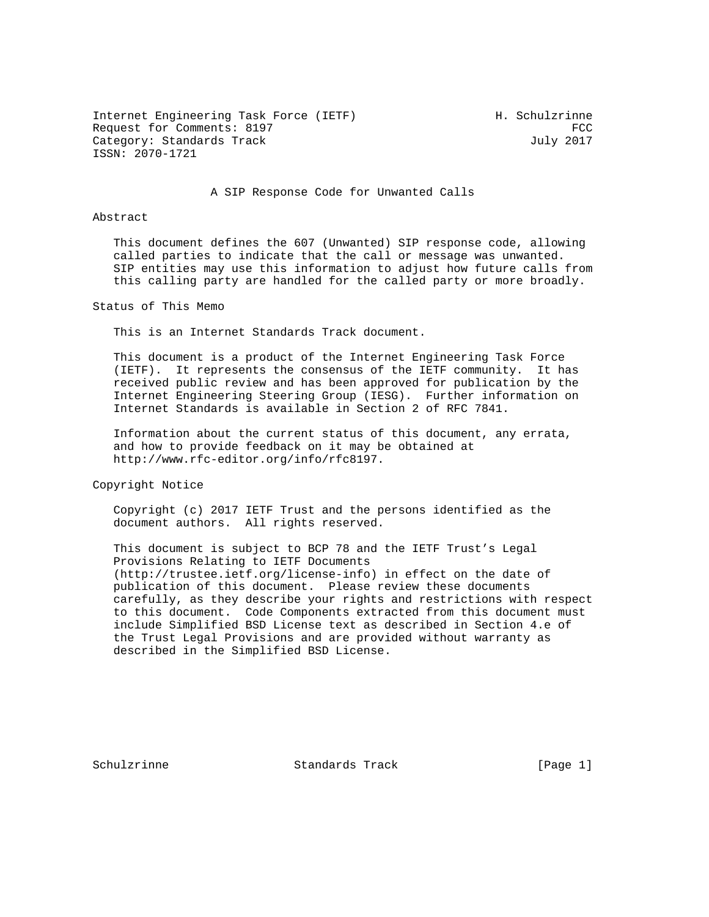Internet Engineering Task Force (IETF) H. Schulzrinne
Request for Comments: 8197 FCC
Category: Standards Track July 2017
ISSN: 2070-1721

# A SIP Response Code for Unwanted Calls

## Abstract

This document defines the 607 (Unwanted) SIP response code, allowing called parties to indicate that the call or message was unwanted. SIP entities may use this information to adjust how future calls from this calling party are handled for the called party or more broadly.

## Status of This Memo

This is an Internet Standards Track document.

This document is a product of the Internet Engineering Task Force (IETF). It represents the consensus of the IETF community. It has received public review and has been approved for publication by the Internet Engineering Steering Group (IESG). Further information on Internet Standards is available in Section 2 of RFC 7841.

Information about the current status of this document, any errata, and how to provide feedback on it may be obtained at http://www.rfc-editor.org/info/rfc8197.

## Copyright Notice

Copyright (c) 2017 IETF Trust and the persons identified as the document authors. All rights reserved.

This document is subject to BCP 78 and the IETF Trust's Legal Provisions Relating to IETF Documents (http://trustee.ietf.org/license-info) in effect on the date of publication of this document. Please review these documents carefully, as they describe your rights and restrictions with respect to this document. Code Components extracted from this document must include Simplified BSD License text as described in Section 4.e of the Trust Legal Provisions and are provided without warranty as described in the Simplified BSD License.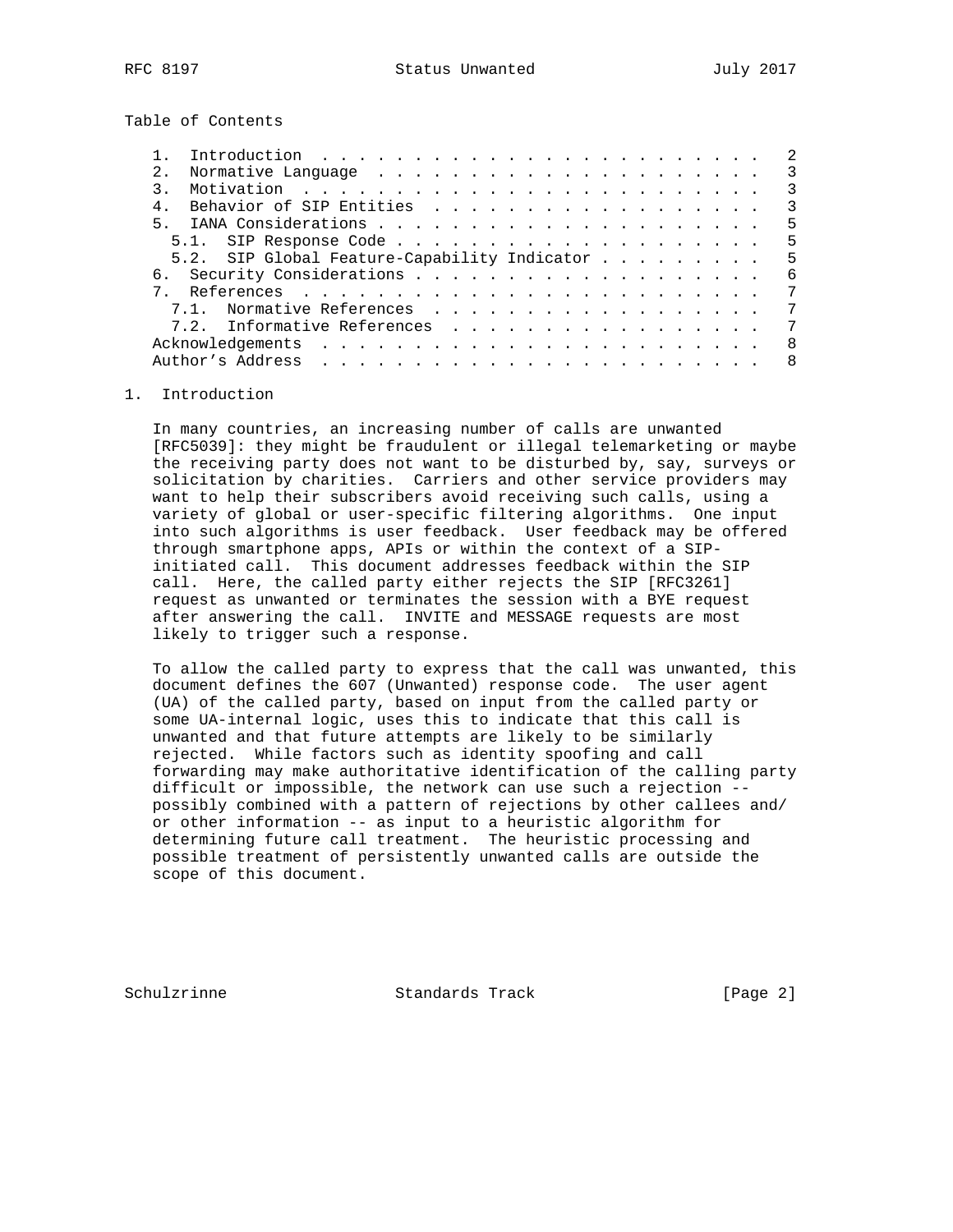Table of Contents

| | | |
|---|---|---|
| 1. | Introduction | 2 |
| 2. | Normative Language | 3 |
| 3. | Motivation | 3 |
| 4. | Behavior of SIP Entities | 3 |
| 5. | IANA Considerations | 5 |
| 5.1. | SIP Response Code | 5 |
| 5.2. | SIP Global Feature-Capability Indicator | 5 |
| 6. | Security Considerations | 6 |
| 7. | References | 7 |
| 7.1. | Normative References | 7 |
| 7.2. | Informative References | 7 |
| | Acknowledgements | 8 |
| | Author's Address | 8 |

## 1. Introduction

In many countries, an increasing number of calls are unwanted [RFC5039]: they might be fraudulent or illegal telemarketing or maybe the receiving party does not want to be disturbed by, say, surveys or solicitation by charities. Carriers and other service providers may want to help their subscribers avoid receiving such calls, using a variety of global or user-specific filtering algorithms. One input into such algorithms is user feedback. User feedback may be offered through smartphone apps, APIs or within the context of a SIP-initiated call. This document addresses feedback within the SIP call. Here, the called party either rejects the SIP [RFC3261] request as unwanted or terminates the session with a BYE request after answering the call. INVITE and MESSAGE requests are most likely to trigger such a response.

To allow the called party to express that the call was unwanted, this document defines the 607 (Unwanted) response code. The user agent (UA) of the called party, based on input from the called party or some UA-internal logic, uses this to indicate that this call is unwanted and that future attempts are likely to be similarly rejected. While factors such as identity spoofing and call forwarding may make authoritative identification of the calling party difficult or impossible, the network can use such a rejection -- possibly combined with a pattern of rejections by other callees and/or other information -- as input to a heuristic algorithm for determining future call treatment. The heuristic processing and possible treatment of persistently unwanted calls are outside the scope of this document.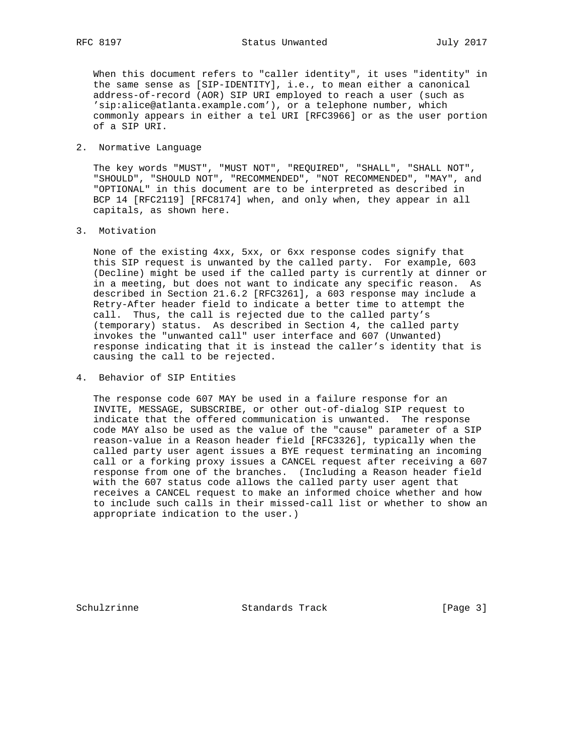When this document refers to "caller identity", it uses "identity" in the same sense as [SIP-IDENTITY], i.e., to mean either a canonical address-of-record (AOR) SIP URI employed to reach a user (such as 'sip:alice@atlanta.example.com'), or a telephone number, which commonly appears in either a tel URI [RFC3966] or as the user portion of a SIP URI.

## 2. Normative Language

The key words "MUST", "MUST NOT", "REQUIRED", "SHALL", "SHALL NOT", "SHOULD", "SHOULD NOT", "RECOMMENDED", "NOT RECOMMENDED", "MAY", and "OPTIONAL" in this document are to be interpreted as described in BCP 14 [RFC2119] [RFC8174] when, and only when, they appear in all capitals, as shown here.

## 3. Motivation

None of the existing 4xx, 5xx, or 6xx response codes signify that this SIP request is unwanted by the called party. For example, 603 (Decline) might be used if the called party is currently at dinner or in a meeting, but does not want to indicate any specific reason. As described in Section 21.6.2 [RFC3261], a 603 response may include a Retry-After header field to indicate a better time to attempt the call. Thus, the call is rejected due to the called party's (temporary) status. As described in Section 4, the called party invokes the "unwanted call" user interface and 607 (Unwanted) response indicating that it is instead the caller's identity that is causing the call to be rejected.

## 4. Behavior of SIP Entities

The response code 607 MAY be used in a failure response for an INVITE, MESSAGE, SUBSCRIBE, or other out-of-dialog SIP request to indicate that the offered communication is unwanted. The response code MAY also be used as the value of the "cause" parameter of a SIP reason-value in a Reason header field [RFC3326], typically when the called party user agent issues a BYE request terminating an incoming call or a forking proxy issues a CANCEL request after receiving a 607 response from one of the branches. (Including a Reason header field with the 607 status code allows the called party user agent that receives a CANCEL request to make an informed choice whether and how to include such calls in their missed-call list or whether to show an appropriate indication to the user.)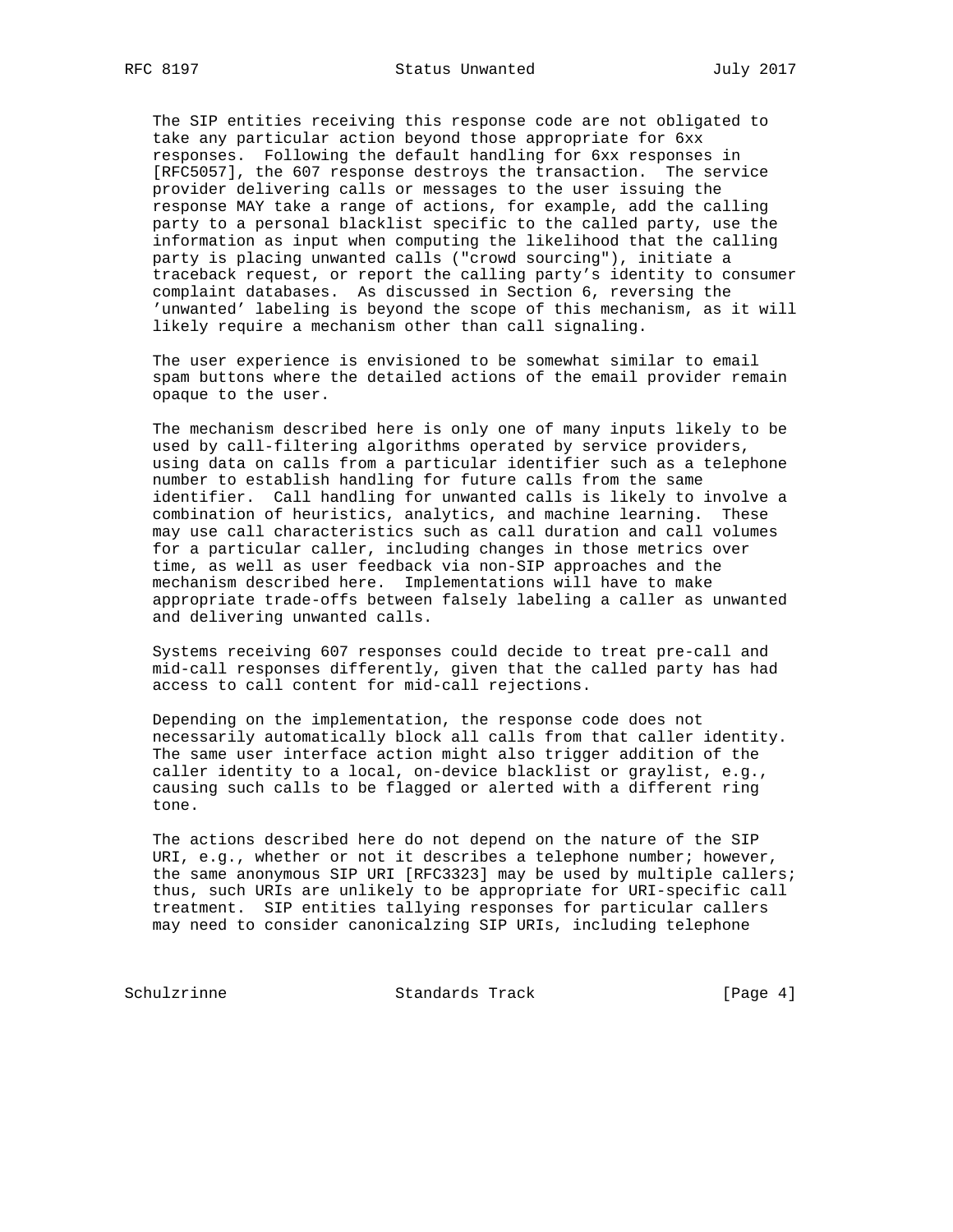The SIP entities receiving this response code are not obligated to take any particular action beyond those appropriate for 6xx responses. Following the default handling for 6xx responses in [RFC5057], the 607 response destroys the transaction. The service provider delivering calls or messages to the user issuing the response MAY take a range of actions, for example, add the calling party to a personal blacklist specific to the called party, use the information as input when computing the likelihood that the calling party is placing unwanted calls ("crowd sourcing"), initiate a traceback request, or report the calling party's identity to consumer complaint databases. As discussed in Section 6, reversing the 'unwanted' labeling is beyond the scope of this mechanism, as it will likely require a mechanism other than call signaling.

The user experience is envisioned to be somewhat similar to email spam buttons where the detailed actions of the email provider remain opaque to the user.

The mechanism described here is only one of many inputs likely to be used by call-filtering algorithms operated by service providers, using data on calls from a particular identifier such as a telephone number to establish handling for future calls from the same identifier. Call handling for unwanted calls is likely to involve a combination of heuristics, analytics, and machine learning. These may use call characteristics such as call duration and call volumes for a particular caller, including changes in those metrics over time, as well as user feedback via non-SIP approaches and the mechanism described here. Implementations will have to make appropriate trade-offs between falsely labeling a caller as unwanted and delivering unwanted calls.

Systems receiving 607 responses could decide to treat pre-call and mid-call responses differently, given that the called party has had access to call content for mid-call rejections.

Depending on the implementation, the response code does not necessarily automatically block all calls from that caller identity. The same user interface action might also trigger addition of the caller identity to a local, on-device blacklist or graylist, e.g., causing such calls to be flagged or alerted with a different ring tone.

The actions described here do not depend on the nature of the SIP URI, e.g., whether or not it describes a telephone number; however, the same anonymous SIP URI [RFC3323] may be used by multiple callers; thus, such URIs are unlikely to be appropriate for URI-specific call treatment. SIP entities tallying responses for particular callers may need to consider canonicalzing SIP URIs, including telephone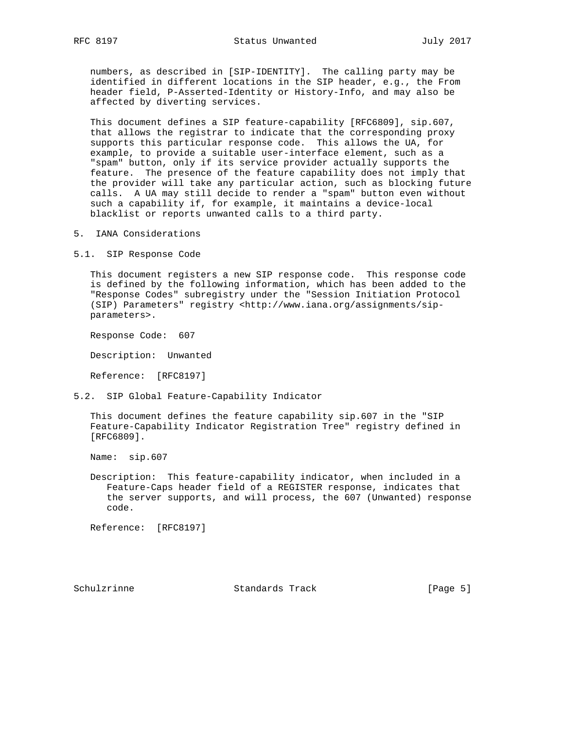numbers, as described in [SIP-IDENTITY]. The calling party may be identified in different locations in the SIP header, e.g., the From header field, P-Asserted-Identity or History-Info, and may also be affected by diverting services.

This document defines a SIP feature-capability [RFC6809], sip.607, that allows the registrar to indicate that the corresponding proxy supports this particular response code. This allows the UA, for example, to provide a suitable user-interface element, such as a "spam" button, only if its service provider actually supports the feature. The presence of the feature capability does not imply that the provider will take any particular action, such as blocking future calls. A UA may still decide to render a "spam" button even without such a capability if, for example, it maintains a device-local blacklist or reports unwanted calls to a third party.

## 5. IANA Considerations

### 5.1. SIP Response Code

This document registers a new SIP response code. This response code is defined by the following information, which has been added to the "Response Codes" subregistry under the "Session Initiation Protocol (SIP) Parameters" registry <http://www.iana.org/assignments/sip-parameters>.

Response Code: 607

Description: Unwanted

Reference: [RFC8197]

### 5.2. SIP Global Feature-Capability Indicator

This document defines the feature capability sip.607 in the "SIP Feature-Capability Indicator Registration Tree" registry defined in [RFC6809].

Name: sip.607

Description: This feature-capability indicator, when included in a Feature-Caps header field of a REGISTER response, indicates that the server supports, and will process, the 607 (Unwanted) response code.

Reference: [RFC8197]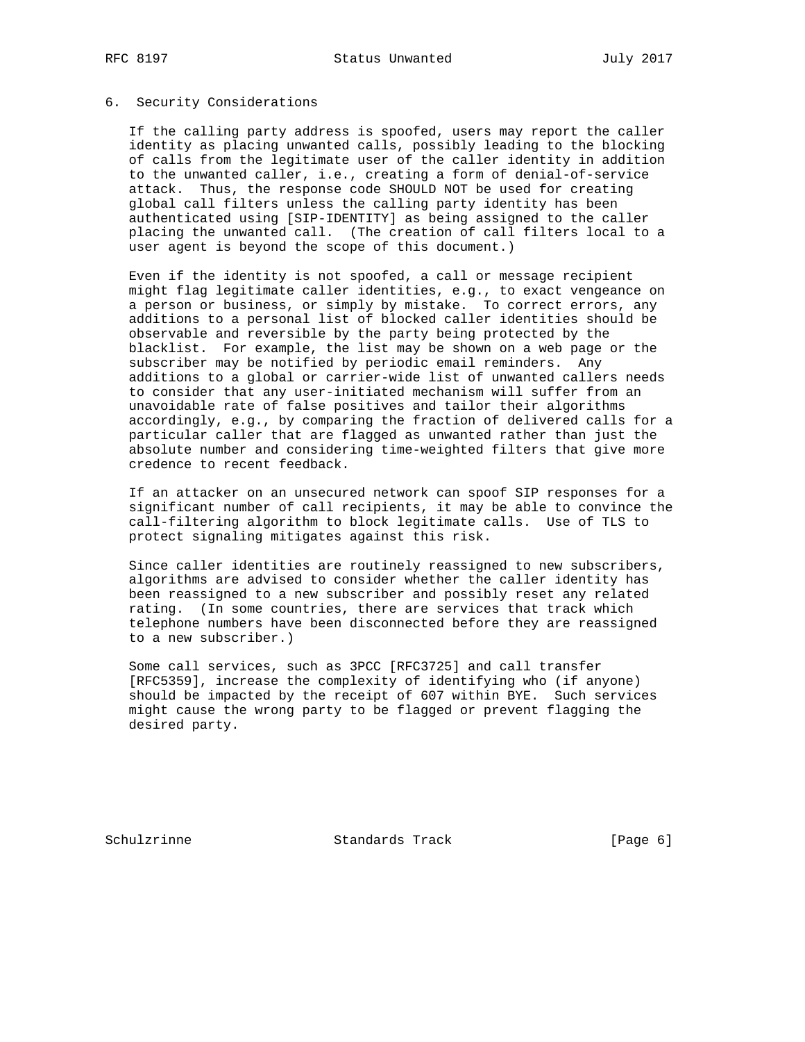## 6. Security Considerations

If the calling party address is spoofed, users may report the caller identity as placing unwanted calls, possibly leading to the blocking of calls from the legitimate user of the caller identity in addition to the unwanted caller, i.e., creating a form of denial-of-service attack. Thus, the response code SHOULD NOT be used for creating global call filters unless the calling party identity has been authenticated using [SIP-IDENTITY] as being assigned to the caller placing the unwanted call. (The creation of call filters local to a user agent is beyond the scope of this document.)

Even if the identity is not spoofed, a call or message recipient might flag legitimate caller identities, e.g., to exact vengeance on a person or business, or simply by mistake. To correct errors, any additions to a personal list of blocked caller identities should be observable and reversible by the party being protected by the blacklist. For example, the list may be shown on a web page or the subscriber may be notified by periodic email reminders. Any additions to a global or carrier-wide list of unwanted callers needs to consider that any user-initiated mechanism will suffer from an unavoidable rate of false positives and tailor their algorithms accordingly, e.g., by comparing the fraction of delivered calls for a particular caller that are flagged as unwanted rather than just the absolute number and considering time-weighted filters that give more credence to recent feedback.

If an attacker on an unsecured network can spoof SIP responses for a significant number of call recipients, it may be able to convince the call-filtering algorithm to block legitimate calls. Use of TLS to protect signaling mitigates against this risk.

Since caller identities are routinely reassigned to new subscribers, algorithms are advised to consider whether the caller identity has been reassigned to a new subscriber and possibly reset any related rating. (In some countries, there are services that track which telephone numbers have been disconnected before they are reassigned to a new subscriber.)

Some call services, such as 3PCC [RFC3725] and call transfer [RFC5359], increase the complexity of identifying who (if anyone) should be impacted by the receipt of 607 within BYE. Such services might cause the wrong party to be flagged or prevent flagging the desired party.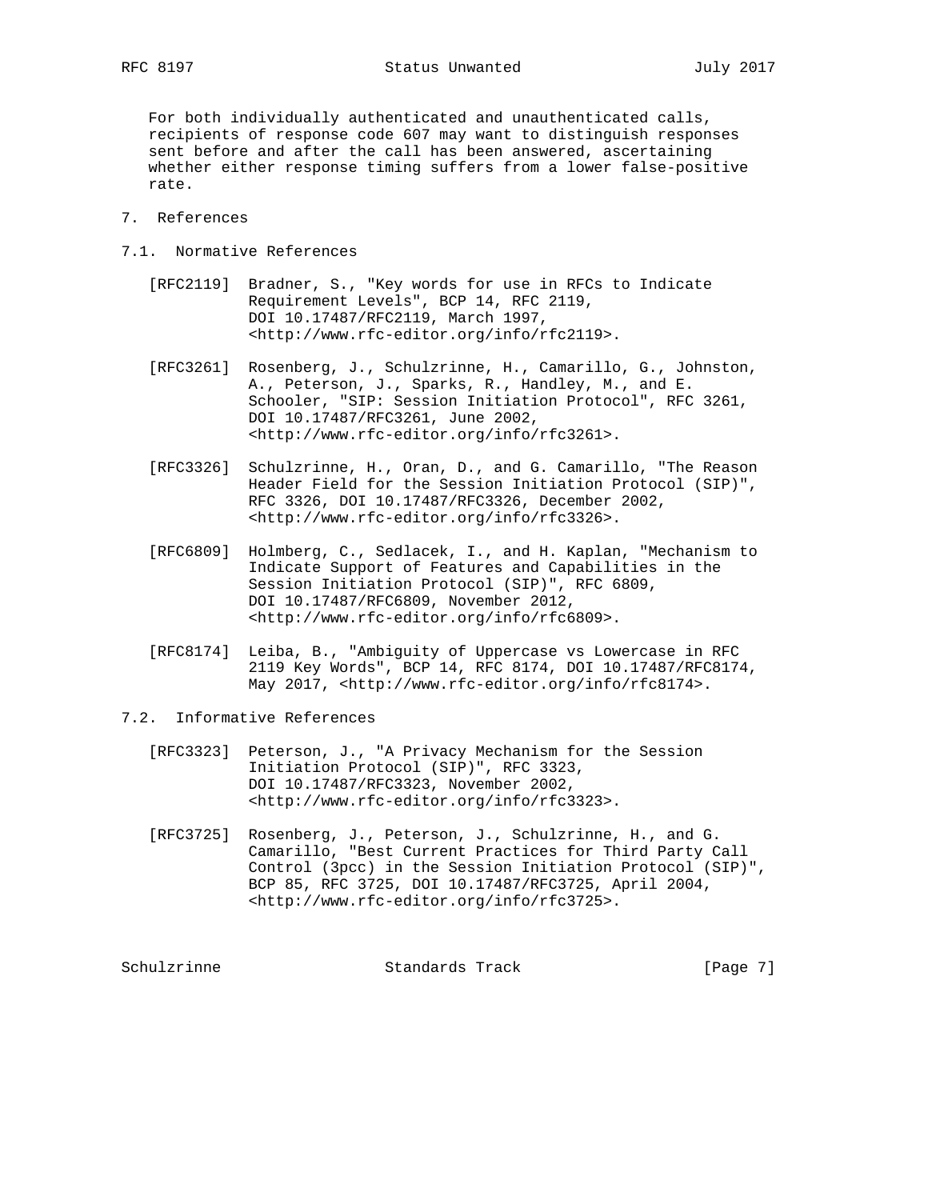For both individually authenticated and unauthenticated calls, recipients of response code 607 may want to distinguish responses sent before and after the call has been answered, ascertaining whether either response timing suffers from a lower false-positive rate.

# 7. References

## 7.1. Normative References

[RFC2119] Bradner, S., "Key words for use in RFCs to Indicate Requirement Levels", BCP 14, RFC 2119, DOI 10.17487/RFC2119, March 1997, <http://www.rfc-editor.org/info/rfc2119>.

[RFC3261] Rosenberg, J., Schulzrinne, H., Camarillo, G., Johnston, A., Peterson, J., Sparks, R., Handley, M., and E. Schooler, "SIP: Session Initiation Protocol", RFC 3261, DOI 10.17487/RFC3261, June 2002, <http://www.rfc-editor.org/info/rfc3261>.

[RFC3326] Schulzrinne, H., Oran, D., and G. Camarillo, "The Reason Header Field for the Session Initiation Protocol (SIP)", RFC 3326, DOI 10.17487/RFC3326, December 2002, <http://www.rfc-editor.org/info/rfc3326>.

[RFC6809] Holmberg, C., Sedlacek, I., and H. Kaplan, "Mechanism to Indicate Support of Features and Capabilities in the Session Initiation Protocol (SIP)", RFC 6809, DOI 10.17487/RFC6809, November 2012, <http://www.rfc-editor.org/info/rfc6809>.

[RFC8174] Leiba, B., "Ambiguity of Uppercase vs Lowercase in RFC 2119 Key Words", BCP 14, RFC 8174, DOI 10.17487/RFC8174, May 2017, <http://www.rfc-editor.org/info/rfc8174>.

## 7.2. Informative References

[RFC3323] Peterson, J., "A Privacy Mechanism for the Session Initiation Protocol (SIP)", RFC 3323, DOI 10.17487/RFC3323, November 2002, <http://www.rfc-editor.org/info/rfc3323>.

[RFC3725] Rosenberg, J., Peterson, J., Schulzrinne, H., and G. Camarillo, "Best Current Practices for Third Party Call Control (3pcc) in the Session Initiation Protocol (SIP)", BCP 85, RFC 3725, DOI 10.17487/RFC3725, April 2004, <http://www.rfc-editor.org/info/rfc3725>.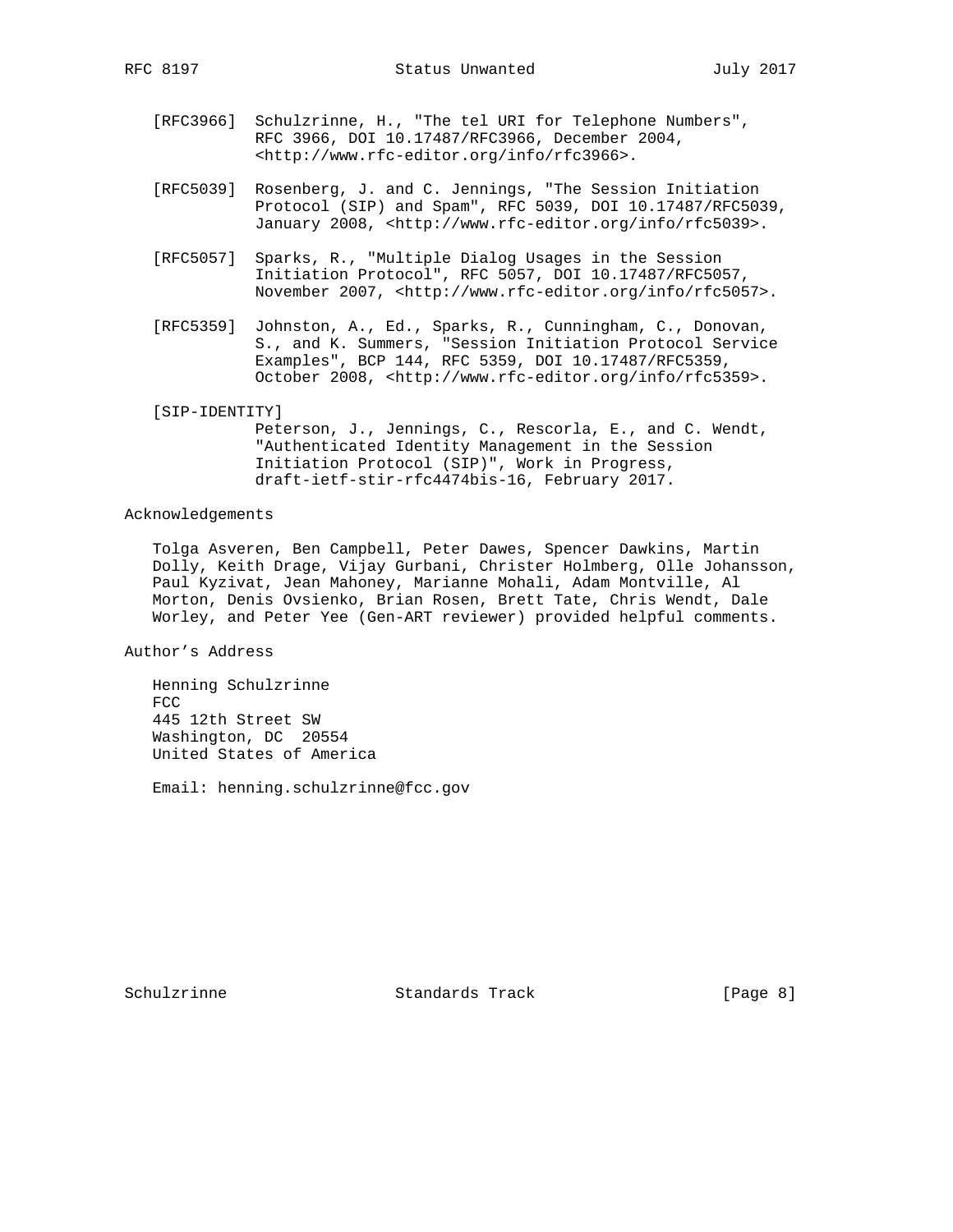[RFC3966] Schulzrinne, H., "The tel URI for Telephone Numbers", RFC 3966, DOI 10.17487/RFC3966, December 2004, <http://www.rfc-editor.org/info/rfc3966>.

[RFC5039] Rosenberg, J. and C. Jennings, "The Session Initiation Protocol (SIP) and Spam", RFC 5039, DOI 10.17487/RFC5039, January 2008, <http://www.rfc-editor.org/info/rfc5039>.

[RFC5057] Sparks, R., "Multiple Dialog Usages in the Session Initiation Protocol", RFC 5057, DOI 10.17487/RFC5057, November 2007, <http://www.rfc-editor.org/info/rfc5057>.

[RFC5359] Johnston, A., Ed., Sparks, R., Cunningham, C., Donovan, S., and K. Summers, "Session Initiation Protocol Service Examples", BCP 144, RFC 5359, DOI 10.17487/RFC5359, October 2008, <http://www.rfc-editor.org/info/rfc5359>.

[SIP-IDENTITY] Peterson, J., Jennings, C., Rescorla, E., and C. Wendt, "Authenticated Identity Management in the Session Initiation Protocol (SIP)", Work in Progress, draft-ietf-stir-rfc4474bis-16, February 2017.

## Acknowledgements

Tolga Asveren, Ben Campbell, Peter Dawes, Spencer Dawkins, Martin Dolly, Keith Drage, Vijay Gurbani, Christer Holmberg, Olle Johansson, Paul Kyzivat, Jean Mahoney, Marianne Mohali, Adam Montville, Al Morton, Denis Ovsienko, Brian Rosen, Brett Tate, Chris Wendt, Dale Worley, and Peter Yee (Gen-ART reviewer) provided helpful comments.

## Author's Address

Henning Schulzrinne
FCC
445 12th Street SW
Washington, DC 20554
United States of America

Email: henning.schulzrinne@fcc.gov